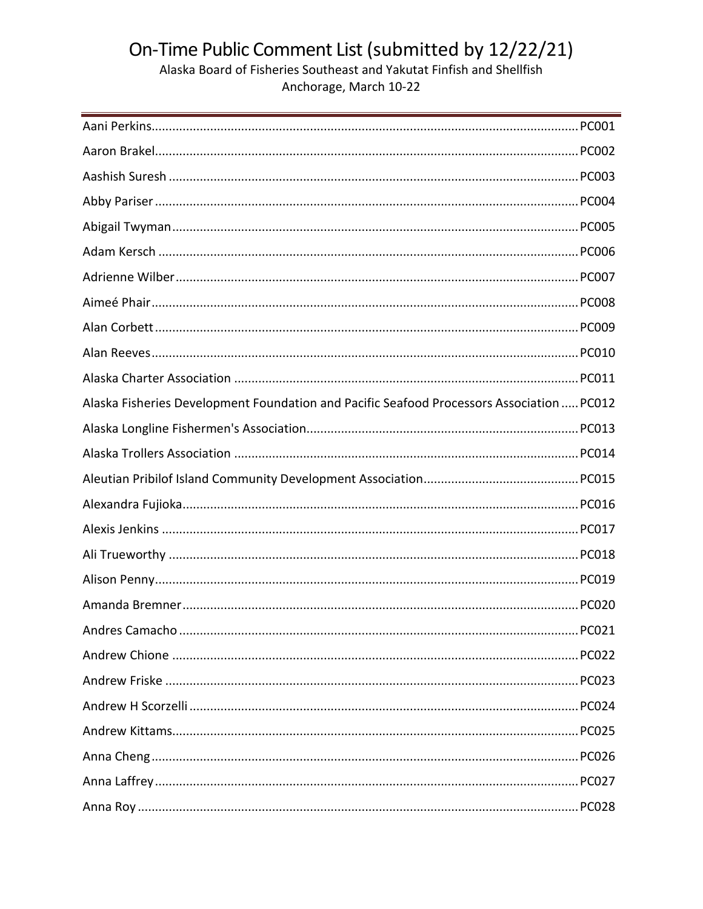# On-Time Public Comment List (submitted by 12/22/21)

Alaska Board of Fisheries Southeast and Yakutat Finfish and Shellfish

Anchorage, March 10-22

---

| Name | PC |
|---|---|
| Aani Perkins | PC001 |
| Aaron Brakel | PC002 |
| Aashish Suresh | PC003 |
| Abby Pariser | PC004 |
| Abigail Twyman | PC005 |
| Adam Kersch | PC006 |
| Adrienne Wilber | PC007 |
| Aimeé Phair | PC008 |
| Alan Corbett | PC009 |
| Alan Reeves | PC010 |
| Alaska Charter Association | PC011 |
| Alaska Fisheries Development Foundation and Pacific Seafood Processors Association | PC012 |
| Alaska Longline Fishermen's Association | PC013 |
| Alaska Trollers Association | PC014 |
| Aleutian Pribilof Island Community Development Association | PC015 |
| Alexandra Fujioka | PC016 |
| Alexis Jenkins | PC017 |
| Ali Trueworthy | PC018 |
| Alison Penny | PC019 |
| Amanda Bremner | PC020 |
| Andres Camacho | PC021 |
| Andrew Chione | PC022 |
| Andrew Friske | PC023 |
| Andrew H Scorzelli | PC024 |
| Andrew Kittams | PC025 |
| Anna Cheng | PC026 |
| Anna Laffrey | PC027 |
| Anna Roy | PC028 |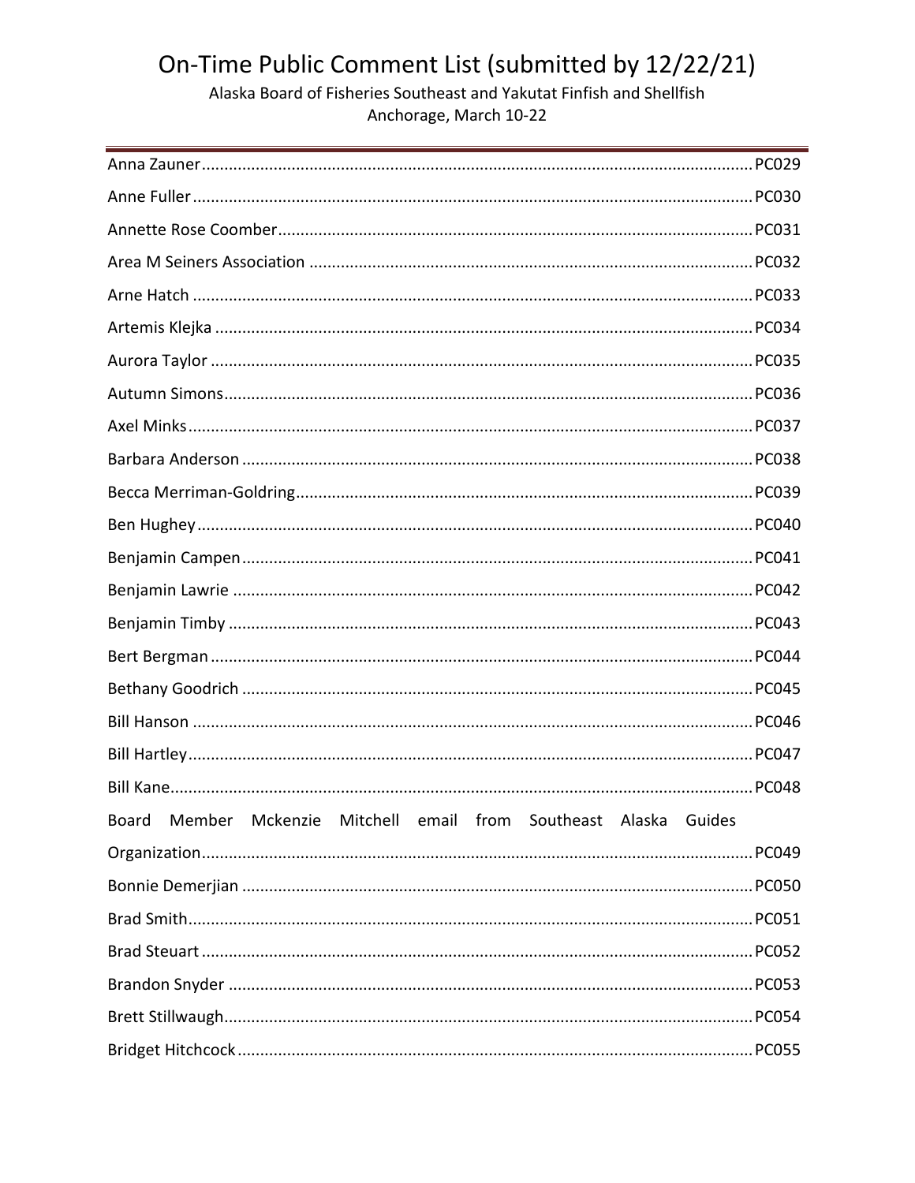# On-Time Public Comment List (submitted by 12/22/21)

Alaska Board of Fisheries Southeast and Yakutat Finfish and Shellfish
Anchorage, March 10-22

| Name | PC |
|---|---|
| Anna Zauner | PC029 |
| Anne Fuller | PC030 |
| Annette Rose Coomber | PC031 |
| Area M Seiners Association | PC032 |
| Arne Hatch | PC033 |
| Artemis Klejka | PC034 |
| Aurora Taylor | PC035 |
| Autumn Simons | PC036 |
| Axel Minks | PC037 |
| Barbara Anderson | PC038 |
| Becca Merriman-Goldring | PC039 |
| Ben Hughey | PC040 |
| Benjamin Campen | PC041 |
| Benjamin Lawrie | PC042 |
| Benjamin Timby | PC043 |
| Bert Bergman | PC044 |
| Bethany Goodrich | PC045 |
| Bill Hanson | PC046 |
| Bill Hartley | PC047 |
| Bill Kane | PC048 |
| Board Member Mckenzie Mitchell email from Southeast Alaska Guides Organization | PC049 |
| Bonnie Demerjian | PC050 |
| Brad Smith | PC051 |
| Brad Steuart | PC052 |
| Brandon Snyder | PC053 |
| Brett Stillwaugh | PC054 |
| Bridget Hitchcock | PC055 |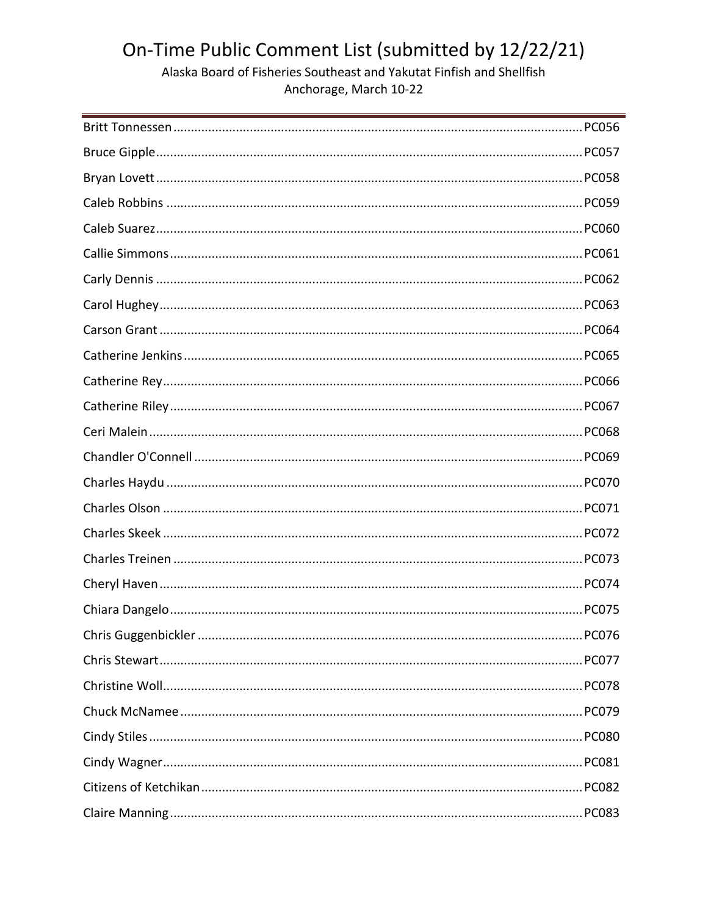# On-Time Public Comment List (submitted by 12/22/21)

Alaska Board of Fisheries Southeast and Yakutat Finfish and Shellfish
Anchorage, March 10-22

| | |
|---|---|
| Britt Tonnessen | PC056 |
| Bruce Gipple | PC057 |
| Bryan Lovett | PC058 |
| Caleb Robbins | PC059 |
| Caleb Suarez | PC060 |
| Callie Simmons | PC061 |
| Carly Dennis | PC062 |
| Carol Hughey | PC063 |
| Carson Grant | PC064 |
| Catherine Jenkins | PC065 |
| Catherine Rey | PC066 |
| Catherine Riley | PC067 |
| Ceri Malein | PC068 |
| Chandler O'Connell | PC069 |
| Charles Haydu | PC070 |
| Charles Olson | PC071 |
| Charles Skeek | PC072 |
| Charles Treinen | PC073 |
| Cheryl Haven | PC074 |
| Chiara Dangelo | PC075 |
| Chris Guggenbickler | PC076 |
| Chris Stewart | PC077 |
| Christine Woll | PC078 |
| Chuck McNamee | PC079 |
| Cindy Stiles | PC080 |
| Cindy Wagner | PC081 |
| Citizens of Ketchikan | PC082 |
| Claire Manning | PC083 |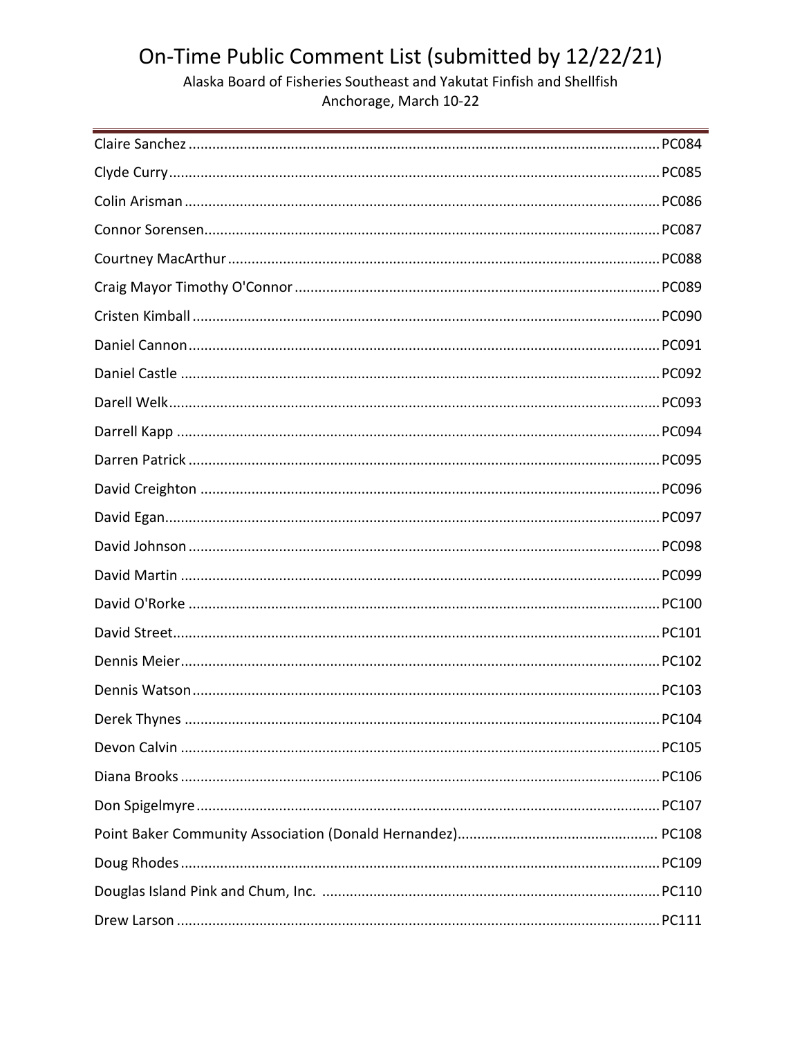# On-Time Public Comment List (submitted by 12/22/21)

Alaska Board of Fisheries Southeast and Yakutat Finfish and Shellfish
Anchorage, March 10-22

| | |
|---|---|
| Claire Sanchez | PC084 |
| Clyde Curry | PC085 |
| Colin Arisman | PC086 |
| Connor Sorensen | PC087 |
| Courtney MacArthur | PC088 |
| Craig Mayor Timothy O'Connor | PC089 |
| Cristen Kimball | PC090 |
| Daniel Cannon | PC091 |
| Daniel Castle | PC092 |
| Darell Welk | PC093 |
| Darrell Kapp | PC094 |
| Darren Patrick | PC095 |
| David Creighton | PC096 |
| David Egan | PC097 |
| David Johnson | PC098 |
| David Martin | PC099 |
| David O'Rorke | PC100 |
| David Street | PC101 |
| Dennis Meier | PC102 |
| Dennis Watson | PC103 |
| Derek Thynes | PC104 |
| Devon Calvin | PC105 |
| Diana Brooks | PC106 |
| Don Spigelmyre | PC107 |
| Point Baker Community Association (Donald Hernandez) | PC108 |
| Doug Rhodes | PC109 |
| Douglas Island Pink and Chum, Inc. | PC110 |
| Drew Larson | PC111 |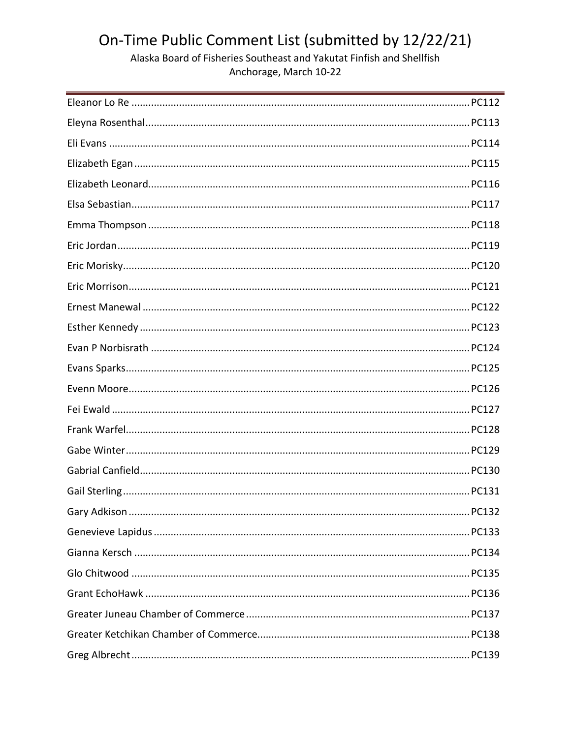# On-Time Public Comment List (submitted by 12/22/21)

Alaska Board of Fisheries Southeast and Yakutat Finfish and Shellfish
Anchorage, March 10-22

| | |
|---|---|
| Eleanor Lo Re | PC112 |
| Eleyna Rosenthal | PC113 |
| Eli Evans | PC114 |
| Elizabeth Egan | PC115 |
| Elizabeth Leonard | PC116 |
| Elsa Sebastian | PC117 |
| Emma Thompson | PC118 |
| Eric Jordan | PC119 |
| Eric Morisky | PC120 |
| Eric Morrison | PC121 |
| Ernest Manewal | PC122 |
| Esther Kennedy | PC123 |
| Evan P Norbisrath | PC124 |
| Evans Sparks | PC125 |
| Evenn Moore | PC126 |
| Fei Ewald | PC127 |
| Frank Warfel | PC128 |
| Gabe Winter | PC129 |
| Gabrial Canfield | PC130 |
| Gail Sterling | PC131 |
| Gary Adkison | PC132 |
| Genevieve Lapidus | PC133 |
| Gianna Kersch | PC134 |
| Glo Chitwood | PC135 |
| Grant EchoHawk | PC136 |
| Greater Juneau Chamber of Commerce | PC137 |
| Greater Ketchikan Chamber of Commerce | PC138 |
| Greg Albrecht | PC139 |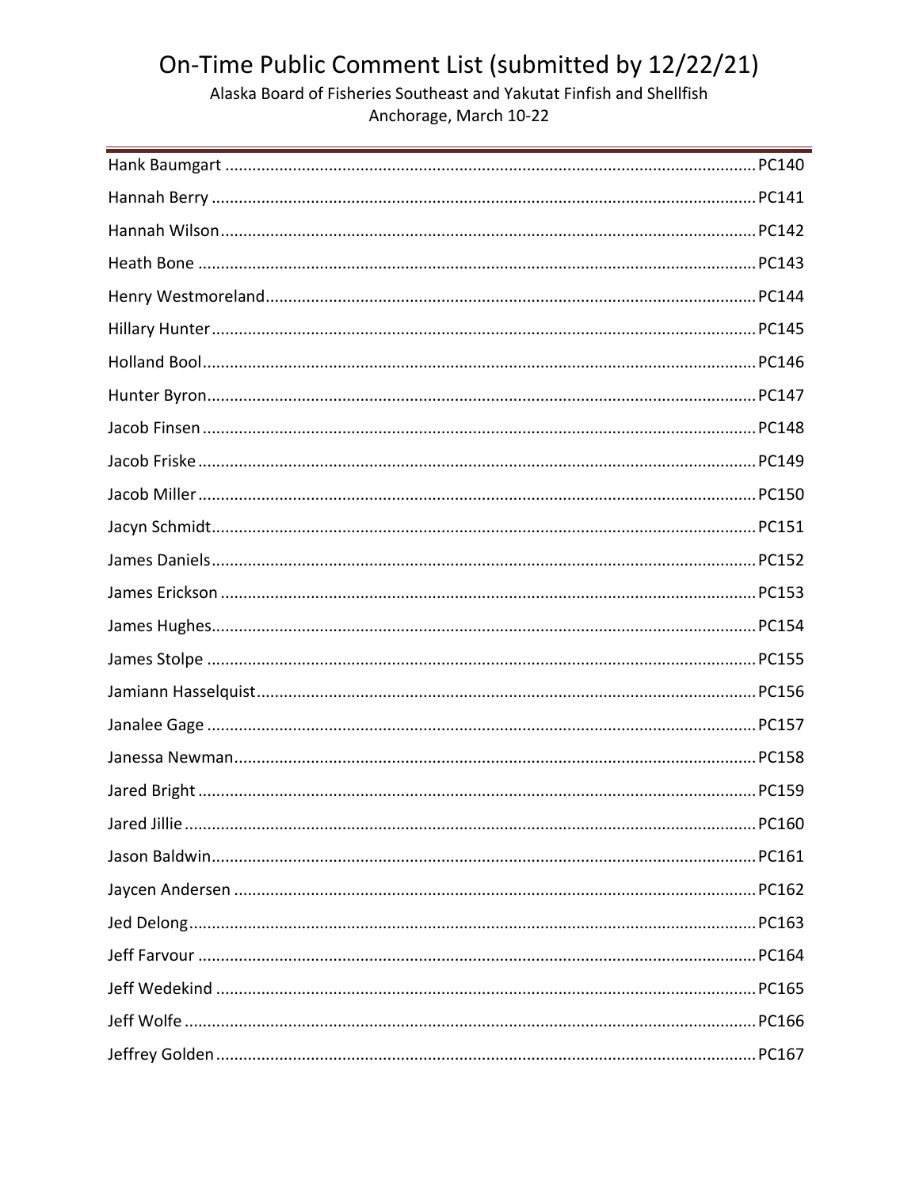# On-Time Public Comment List (submitted by 12/22/21)

Alaska Board of Fisheries Southeast and Yakutat Finfish and Shellfish
Anchorage, March 10-22

| | |
|---|---|
| Hank Baumgart | PC140 |
| Hannah Berry | PC141 |
| Hannah Wilson | PC142 |
| Heath Bone | PC143 |
| Henry Westmoreland | PC144 |
| Hillary Hunter | PC145 |
| Holland Bool | PC146 |
| Hunter Byron | PC147 |
| Jacob Finsen | PC148 |
| Jacob Friske | PC149 |
| Jacob Miller | PC150 |
| Jacyn Schmidt | PC151 |
| James Daniels | PC152 |
| James Erickson | PC153 |
| James Hughes | PC154 |
| James Stolpe | PC155 |
| Jamiann Hasselquist | PC156 |
| Janalee Gage | PC157 |
| Janessa Newman | PC158 |
| Jared Bright | PC159 |
| Jared Jillie | PC160 |
| Jason Baldwin | PC161 |
| Jaycen Andersen | PC162 |
| Jed Delong | PC163 |
| Jeff Farvour | PC164 |
| Jeff Wedekind | PC165 |
| Jeff Wolfe | PC166 |
| Jeffrey Golden | PC167 |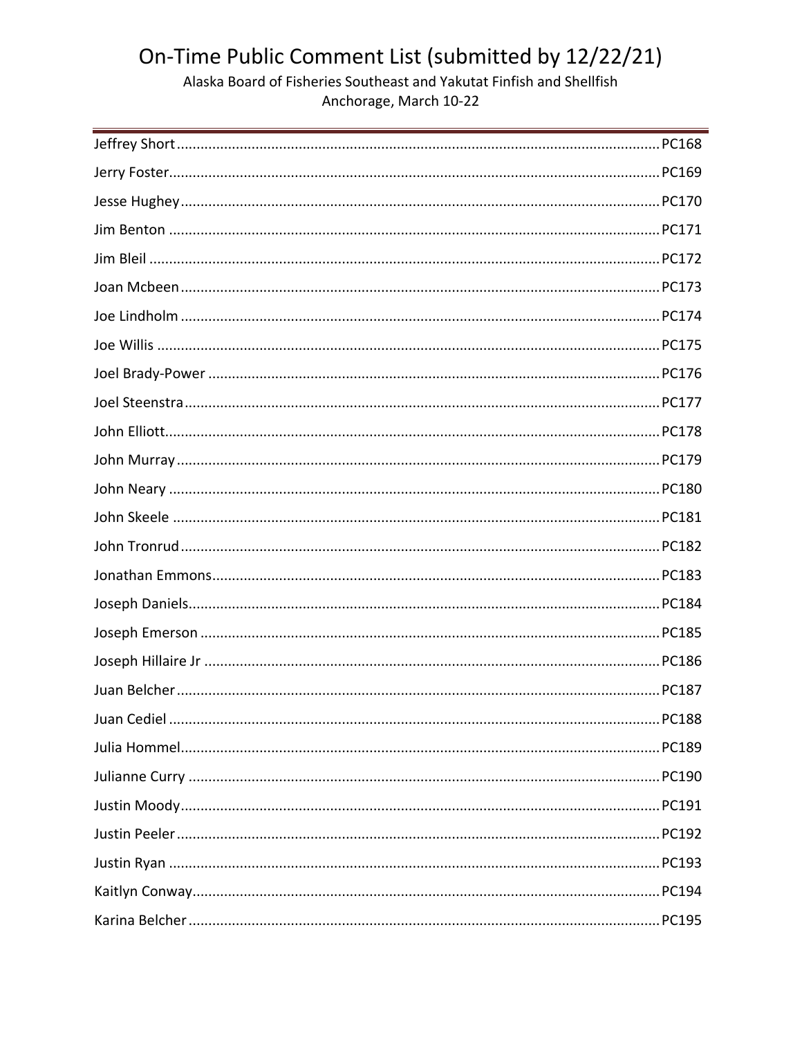# On-Time Public Comment List (submitted by 12/22/21)

Alaska Board of Fisheries Southeast and Yakutat Finfish and Shellfish
Anchorage, March 10-22

| | |
|---|---|
| Jeffrey Short | PC168 |
| Jerry Foster | PC169 |
| Jesse Hughey | PC170 |
| Jim Benton | PC171 |
| Jim Bleil | PC172 |
| Joan Mcbeen | PC173 |
| Joe Lindholm | PC174 |
| Joe Willis | PC175 |
| Joel Brady-Power | PC176 |
| Joel Steenstra | PC177 |
| John Elliott | PC178 |
| John Murray | PC179 |
| John Neary | PC180 |
| John Skeele | PC181 |
| John Tronrud | PC182 |
| Jonathan Emmons | PC183 |
| Joseph Daniels | PC184 |
| Joseph Emerson | PC185 |
| Joseph Hillaire Jr | PC186 |
| Juan Belcher | PC187 |
| Juan Cediel | PC188 |
| Julia Hommel | PC189 |
| Julianne Curry | PC190 |
| Justin Moody | PC191 |
| Justin Peeler | PC192 |
| Justin Ryan | PC193 |
| Kaitlyn Conway | PC194 |
| Karina Belcher | PC195 |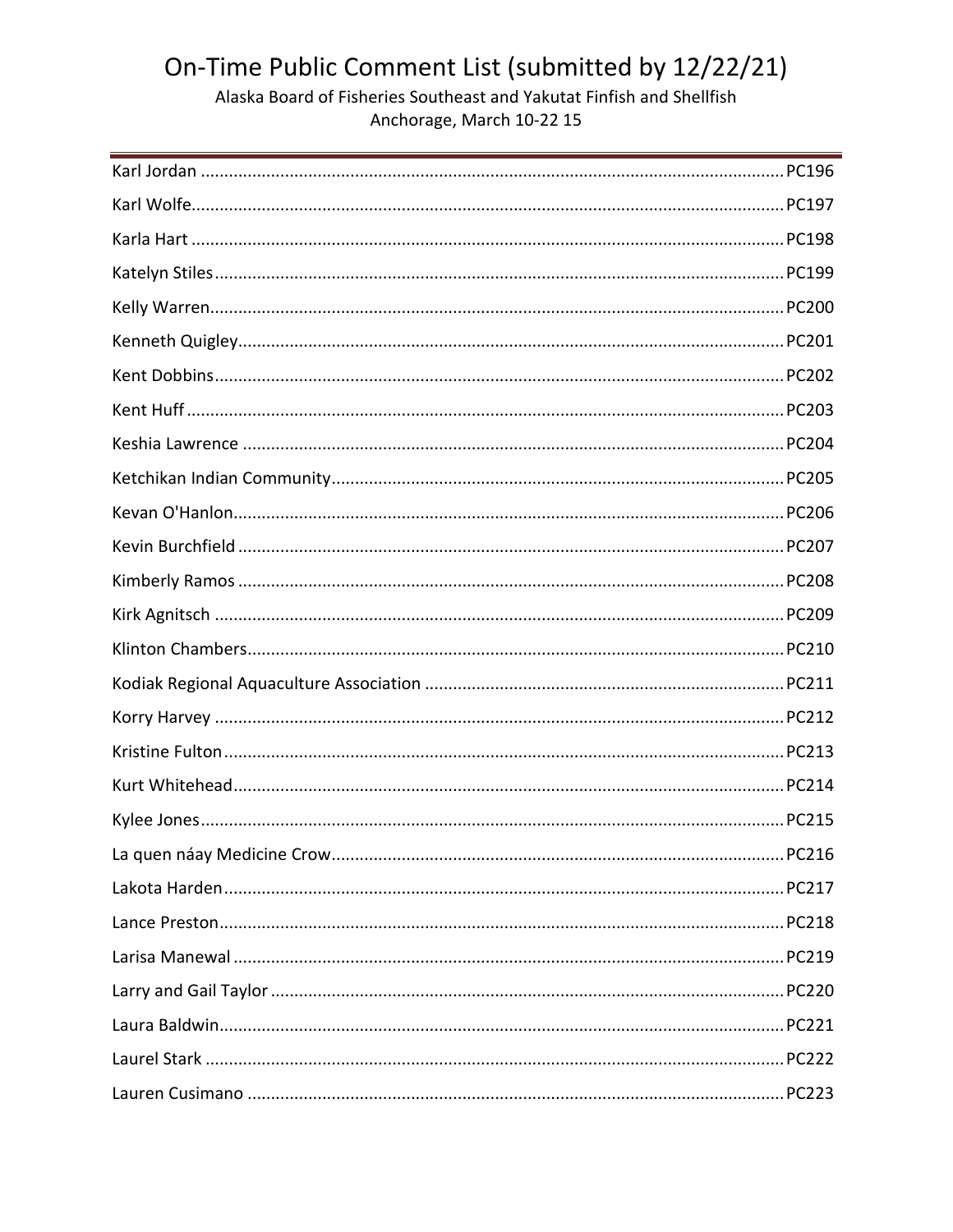# On-Time Public Comment List (submitted by 12/22/21)

Alaska Board of Fisheries Southeast and Yakutat Finfish and Shellfish
Anchorage, March 10-22 15

| Name | PC |
|---|---|
| Karl Jordan | PC196 |
| Karl Wolfe | PC197 |
| Karla Hart | PC198 |
| Katelyn Stiles | PC199 |
| Kelly Warren | PC200 |
| Kenneth Quigley | PC201 |
| Kent Dobbins | PC202 |
| Kent Huff | PC203 |
| Keshia Lawrence | PC204 |
| Ketchikan Indian Community | PC205 |
| Kevan O'Hanlon | PC206 |
| Kevin Burchfield | PC207 |
| Kimberly Ramos | PC208 |
| Kirk Agnitsch | PC209 |
| Klinton Chambers | PC210 |
| Kodiak Regional Aquaculture Association | PC211 |
| Korry Harvey | PC212 |
| Kristine Fulton | PC213 |
| Kurt Whitehead | PC214 |
| Kylee Jones | PC215 |
| La quen náay Medicine Crow | PC216 |
| Lakota Harden | PC217 |
| Lance Preston | PC218 |
| Larisa Manewal | PC219 |
| Larry and Gail Taylor | PC220 |
| Laura Baldwin | PC221 |
| Laurel Stark | PC222 |
| Lauren Cusimano | PC223 |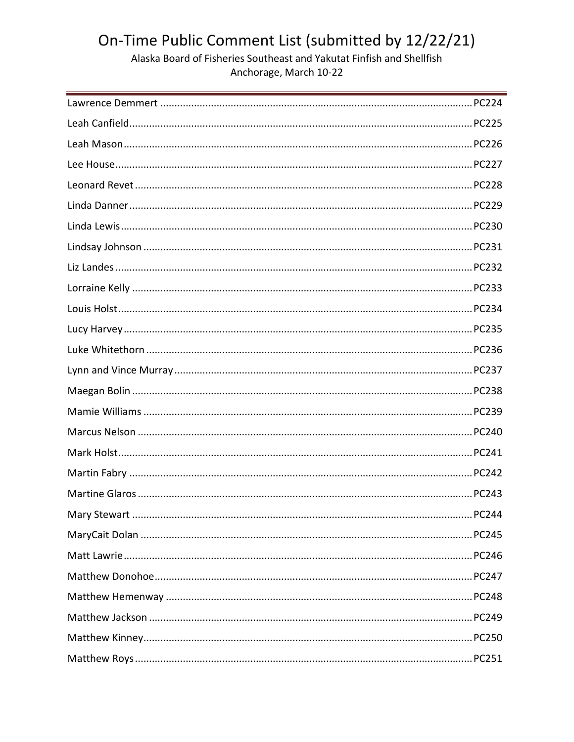# On-Time Public Comment List (submitted by 12/22/21)

Alaska Board of Fisheries Southeast and Yakutat Finfish and Shellfish
Anchorage, March 10-22

| | |
|---|---|
| Lawrence Demmert | PC224 |
| Leah Canfield | PC225 |
| Leah Mason | PC226 |
| Lee House | PC227 |
| Leonard Revet | PC228 |
| Linda Danner | PC229 |
| Linda Lewis | PC230 |
| Lindsay Johnson | PC231 |
| Liz Landes | PC232 |
| Lorraine Kelly | PC233 |
| Louis Holst | PC234 |
| Lucy Harvey | PC235 |
| Luke Whitethorn | PC236 |
| Lynn and Vince Murray | PC237 |
| Maegan Bolin | PC238 |
| Mamie Williams | PC239 |
| Marcus Nelson | PC240 |
| Mark Holst | PC241 |
| Martin Fabry | PC242 |
| Martine Glaros | PC243 |
| Mary Stewart | PC244 |
| MaryCait Dolan | PC245 |
| Matt Lawrie | PC246 |
| Matthew Donohoe | PC247 |
| Matthew Hemenway | PC248 |
| Matthew Jackson | PC249 |
| Matthew Kinney | PC250 |
| Matthew Roys | PC251 |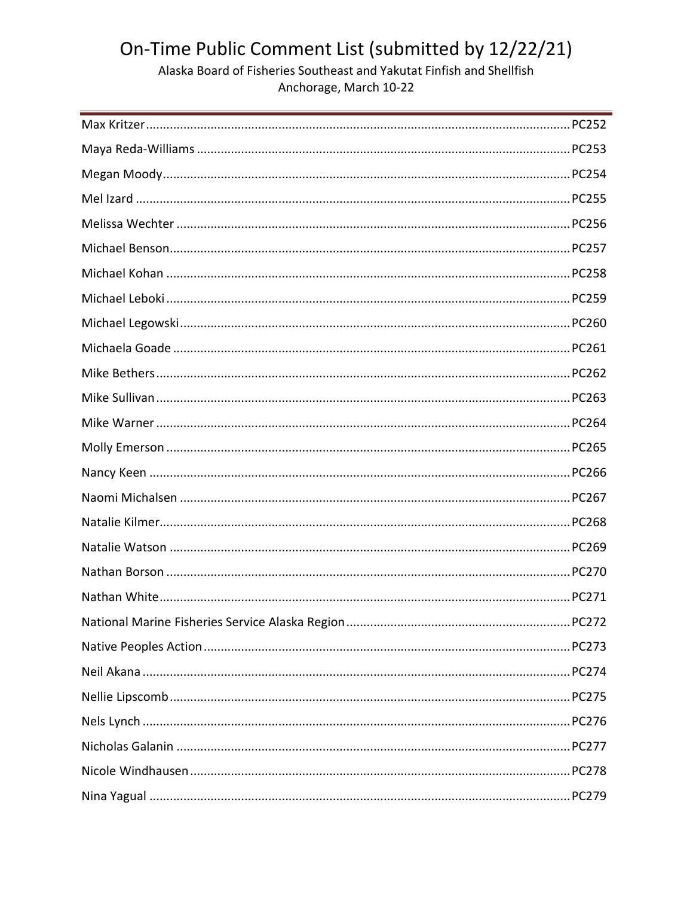# On-Time Public Comment List (submitted by 12/22/21)

Alaska Board of Fisheries Southeast and Yakutat Finfish and Shellfish

Anchorage, March 10-22

| | |
|---|---|
| Max Kritzer | PC252 |
| Maya Reda-Williams | PC253 |
| Megan Moody | PC254 |
| Mel Izard | PC255 |
| Melissa Wechter | PC256 |
| Michael Benson | PC257 |
| Michael Kohan | PC258 |
| Michael Leboki | PC259 |
| Michael Legowski | PC260 |
| Michaela Goade | PC261 |
| Mike Bethers | PC262 |
| Mike Sullivan | PC263 |
| Mike Warner | PC264 |
| Molly Emerson | PC265 |
| Nancy Keen | PC266 |
| Naomi Michalsen | PC267 |
| Natalie Kilmer | PC268 |
| Natalie Watson | PC269 |
| Nathan Borson | PC270 |
| Nathan White | PC271 |
| National Marine Fisheries Service Alaska Region | PC272 |
| Native Peoples Action | PC273 |
| Neil Akana | PC274 |
| Nellie Lipscomb | PC275 |
| Nels Lynch | PC276 |
| Nicholas Galanin | PC277 |
| Nicole Windhausen | PC278 |
| Nina Yagual | PC279 |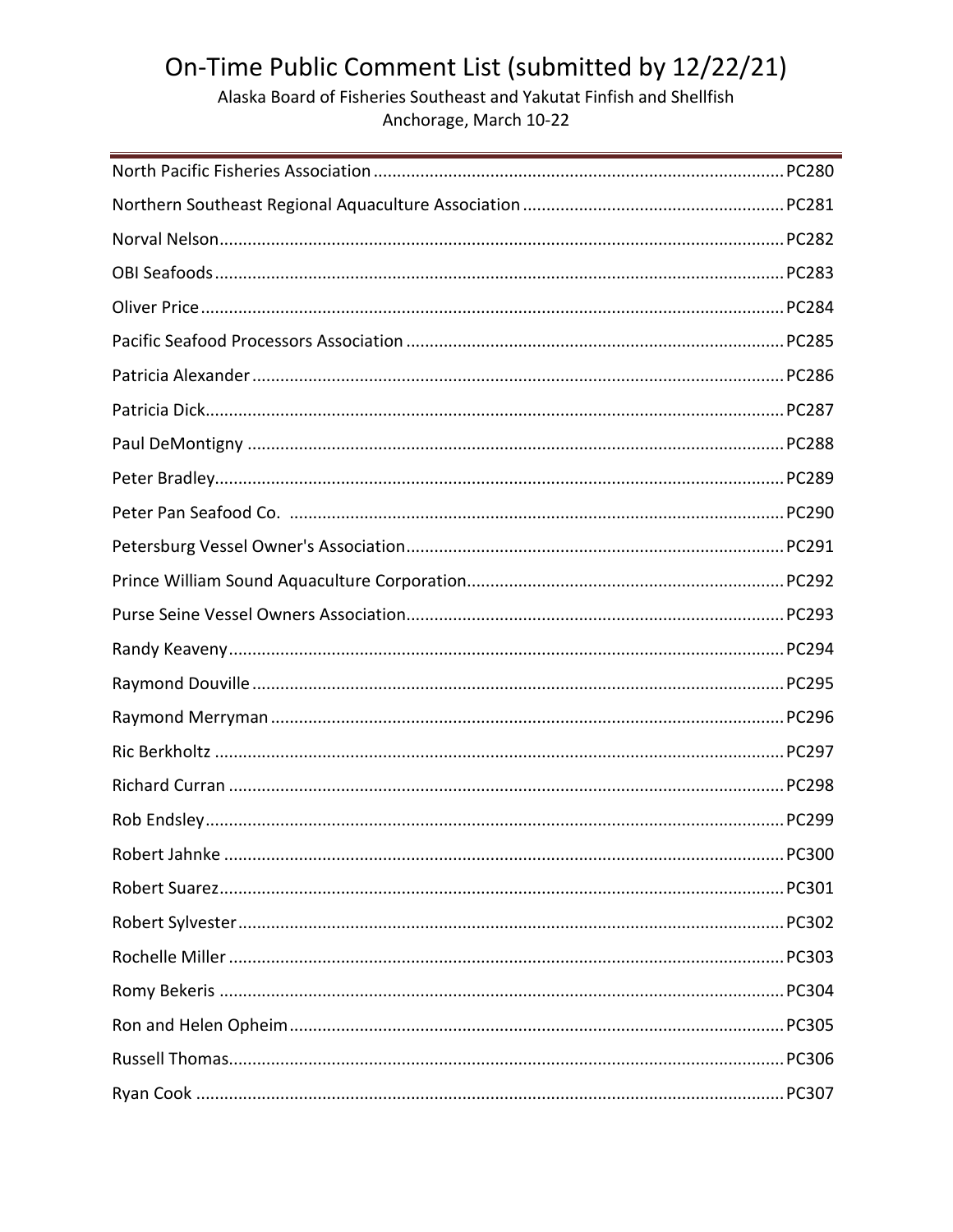# On-Time Public Comment List (submitted by 12/22/21)

Alaska Board of Fisheries Southeast and Yakutat Finfish and Shellfish
Anchorage, March 10-22

| | |
|---|---|
| North Pacific Fisheries Association | PC280 |
| Northern Southeast Regional Aquaculture Association | PC281 |
| Norval Nelson | PC282 |
| OBI Seafoods | PC283 |
| Oliver Price | PC284 |
| Pacific Seafood Processors Association | PC285 |
| Patricia Alexander | PC286 |
| Patricia Dick | PC287 |
| Paul DeMontigny | PC288 |
| Peter Bradley | PC289 |
| Peter Pan Seafood Co. | PC290 |
| Petersburg Vessel Owner's Association | PC291 |
| Prince William Sound Aquaculture Corporation | PC292 |
| Purse Seine Vessel Owners Association | PC293 |
| Randy Keaveny | PC294 |
| Raymond Douville | PC295 |
| Raymond Merryman | PC296 |
| Ric Berkholtz | PC297 |
| Richard Curran | PC298 |
| Rob Endsley | PC299 |
| Robert Jahnke | PC300 |
| Robert Suarez | PC301 |
| Robert Sylvester | PC302 |
| Rochelle Miller | PC303 |
| Romy Bekeris | PC304 |
| Ron and Helen Opheim | PC305 |
| Russell Thomas | PC306 |
| Ryan Cook | PC307 |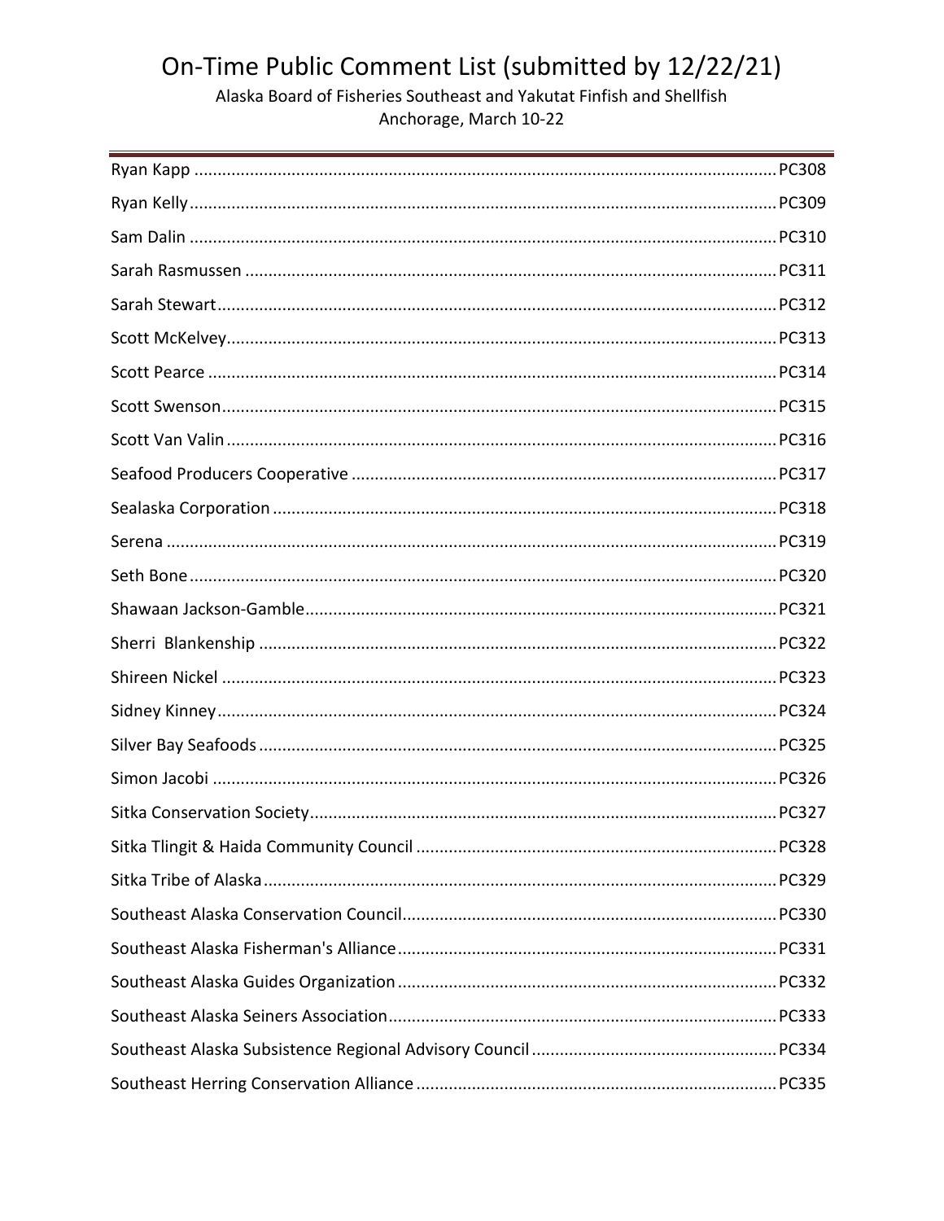# On-Time Public Comment List (submitted by 12/22/21)

Alaska Board of Fisheries Southeast and Yakutat Finfish and Shellfish
Anchorage, March 10-22

Ryan Kapp ........................................................ PC308
Ryan Kelly ........................................................ PC309
Sam Dalin ........................................................ PC310
Sarah Rasmussen ........................................................ PC311
Sarah Stewart ........................................................ PC312
Scott McKelvey ........................................................ PC313
Scott Pearce ........................................................ PC314
Scott Swenson ........................................................ PC315
Scott Van Valin ........................................................ PC316
Seafood Producers Cooperative ........................................................ PC317
Sealaska Corporation ........................................................ PC318
Serena ........................................................ PC319
Seth Bone ........................................................ PC320
Shawaan Jackson-Gamble ........................................................ PC321
Sherri Blankenship ........................................................ PC322
Shireen Nickel ........................................................ PC323
Sidney Kinney ........................................................ PC324
Silver Bay Seafoods ........................................................ PC325
Simon Jacobi ........................................................ PC326
Sitka Conservation Society ........................................................ PC327
Sitka Tlingit & Haida Community Council ........................................................ PC328
Sitka Tribe of Alaska ........................................................ PC329
Southeast Alaska Conservation Council ........................................................ PC330
Southeast Alaska Fisherman's Alliance ........................................................ PC331
Southeast Alaska Guides Organization ........................................................ PC332
Southeast Alaska Seiners Association ........................................................ PC333
Southeast Alaska Subsistence Regional Advisory Council ........................................................ PC334
Southeast Herring Conservation Alliance ........................................................ PC335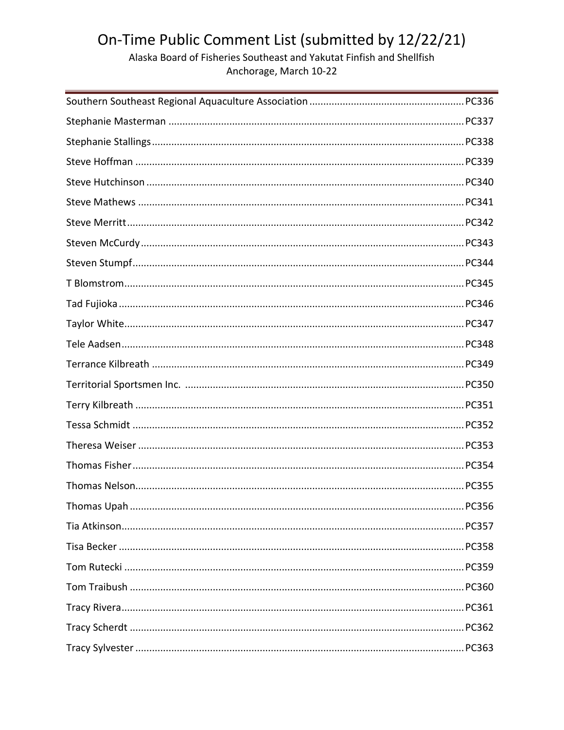# On-Time Public Comment List (submitted by 12/22/21)

Alaska Board of Fisheries Southeast and Yakutat Finfish and Shellfish
Anchorage, March 10-22

| | |
|---|---|
| Southern Southeast Regional Aquaculture Association | PC336 |
| Stephanie Masterman | PC337 |
| Stephanie Stallings | PC338 |
| Steve Hoffman | PC339 |
| Steve Hutchinson | PC340 |
| Steve Mathews | PC341 |
| Steve Merritt | PC342 |
| Steven McCurdy | PC343 |
| Steven Stumpf | PC344 |
| T Blomstrom | PC345 |
| Tad Fujioka | PC346 |
| Taylor White | PC347 |
| Tele Aadsen | PC348 |
| Terrance Kilbreath | PC349 |
| Territorial Sportsmen Inc. | PC350 |
| Terry Kilbreath | PC351 |
| Tessa Schmidt | PC352 |
| Theresa Weiser | PC353 |
| Thomas Fisher | PC354 |
| Thomas Nelson | PC355 |
| Thomas Upah | PC356 |
| Tia Atkinson | PC357 |
| Tisa Becker | PC358 |
| Tom Rutecki | PC359 |
| Tom Traibush | PC360 |
| Tracy Rivera | PC361 |
| Tracy Scherdt | PC362 |
| Tracy Sylvester | PC363 |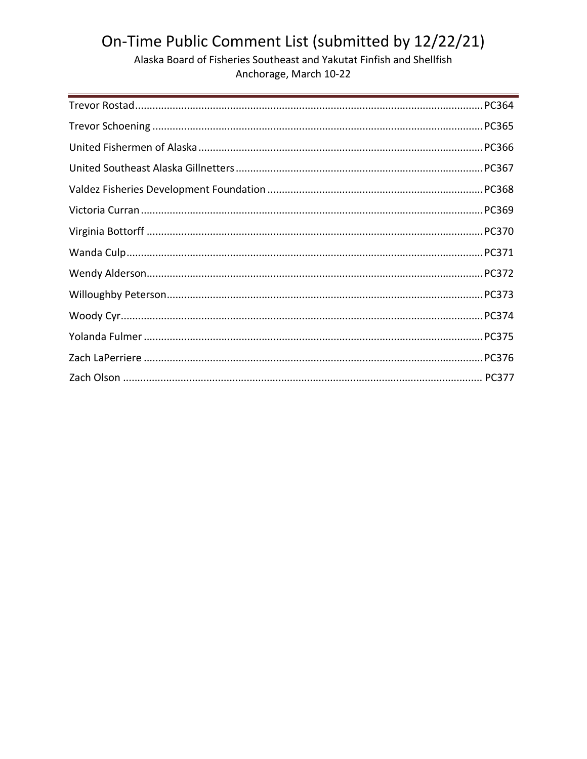# On-Time Public Comment List (submitted by 12/22/21)

Alaska Board of Fisheries Southeast and Yakutat Finfish and Shellfish
Anchorage, March 10-22

| | |
|---|---|
| Trevor Rostad | PC364 |
| Trevor Schoening | PC365 |
| United Fishermen of Alaska | PC366 |
| United Southeast Alaska Gillnetters | PC367 |
| Valdez Fisheries Development Foundation | PC368 |
| Victoria Curran | PC369 |
| Virginia Bottorff | PC370 |
| Wanda Culp | PC371 |
| Wendy Alderson | PC372 |
| Willoughby Peterson | PC373 |
| Woody Cyr | PC374 |
| Yolanda Fulmer | PC375 |
| Zach LaPerriere | PC376 |
| Zach Olson | PC377 |